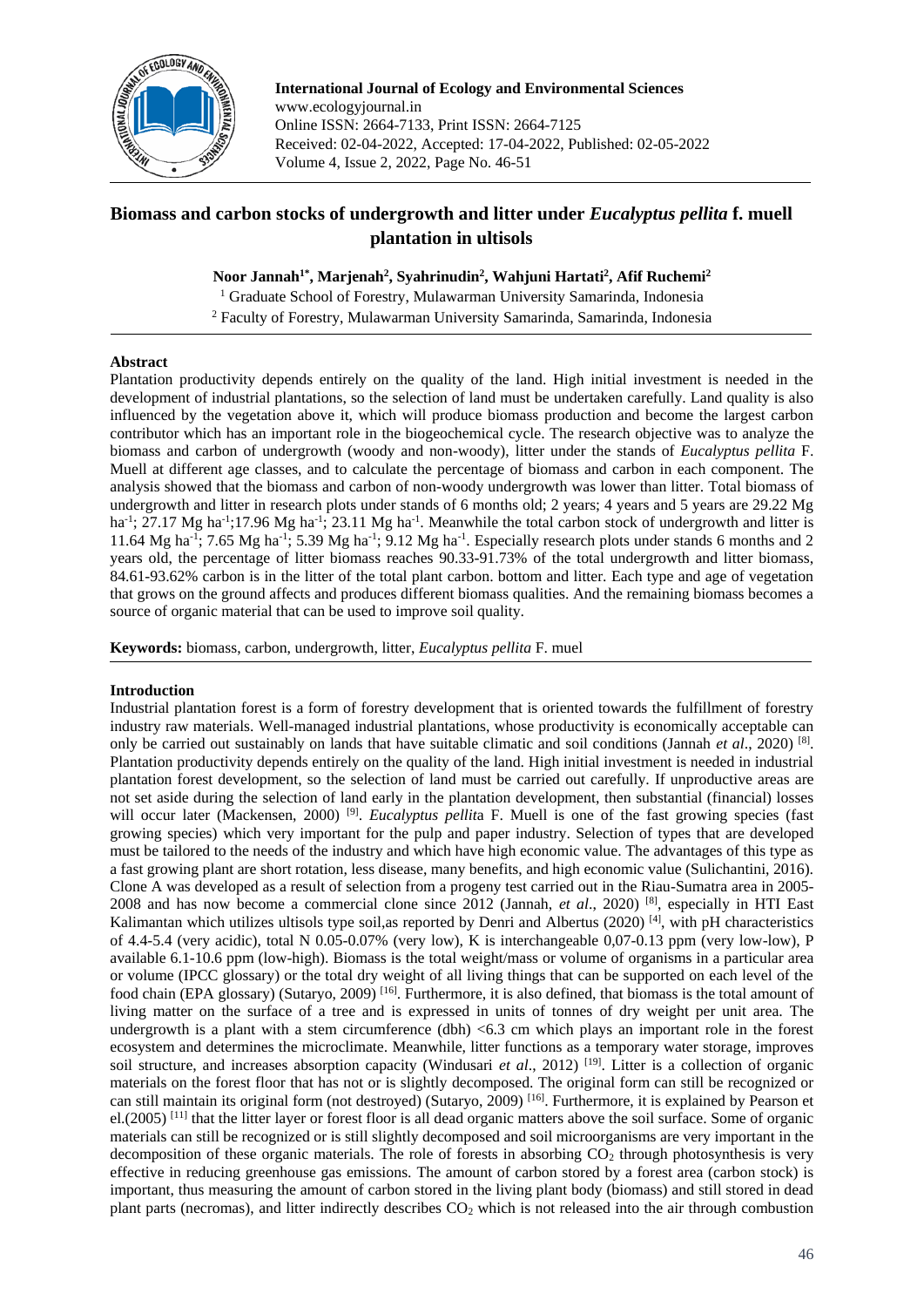**International Journal of Ecology and Environmental Sciences**
www.ecologyjournal.in
Online ISSN: 2664-7133, Print ISSN: 2664-7125
Received: 02-04-2022, Accepted: 17-04-2022, Published: 02-05-2022
Volume 4, Issue 2, 2022, Page No. 46-51

# Biomass and carbon stocks of undergrowth and litter under *Eucalyptus pellita* f. muell plantation in ultisols

**Noor Jannah[1*], Marjenah[2], Syahrinudin[2], Wahjuni Hartati[2], Afif Ruchemi[2]**

[1] Graduate School of Forestry, Mulawarman University Samarinda, Indonesia
[2] Faculty of Forestry, Mulawarman University Samarinda, Samarinda, Indonesia

## Abstract

Plantation productivity depends entirely on the quality of the land. High initial investment is needed in the development of industrial plantations, so the selection of land must be undertaken carefully. Land quality is also influenced by the vegetation above it, which will produce biomass production and become the largest carbon contributor which has an important role in the biogeochemical cycle. The research objective was to analyze the biomass and carbon of undergrowth (woody and non-woody), litter under the stands of *Eucalyptus pellita* F. Muell at different age classes, and to calculate the percentage of biomass and carbon in each component. The analysis showed that the biomass and carbon of non-woody undergrowth was lower than litter. Total biomass of undergrowth and litter in research plots under stands of 6 months old; 2 years; 4 years and 5 years are 29.22 Mg ha$^{-1}$; 27.17 Mg ha$^{-1}$;17.96 Mg ha$^{-1}$; 23.11 Mg ha$^{-1}$. Meanwhile the total carbon stock of undergrowth and litter is 11.64 Mg ha$^{-1}$; 7.65 Mg ha$^{-1}$; 5.39 Mg ha$^{-1}$; 9.12 Mg ha$^{-1}$. Especially research plots under stands 6 months and 2 years old, the percentage of litter biomass reaches 90.33-91.73% of the total undergrowth and litter biomass, 84.61-93.62% carbon is in the litter of the total plant carbon. bottom and litter. Each type and age of vegetation that grows on the ground affects and produces different biomass qualities. And the remaining biomass becomes a source of organic material that can be used to improve soil quality.

**Keywords:** biomass, carbon, undergrowth, litter, *Eucalyptus pellita* F. muel

## Introduction

Industrial plantation forest is a form of forestry development that is oriented towards the fulfillment of forestry industry raw materials. Well-managed industrial plantations, whose productivity is economically acceptable can only be carried out sustainably on lands that have suitable climatic and soil conditions (Jannah *et al*., 2020) [8]. Plantation productivity depends entirely on the quality of the land. High initial investment is needed in industrial plantation forest development, so the selection of land must be carried out carefully. If unproductive areas are not set aside during the selection of land early in the plantation development, then substantial (financial) losses will occur later (Mackensen, 2000) [9]. *Eucalyptus pellit*a F. Muell is one of the fast growing species (fast growing species) which very important for the pulp and paper industry. Selection of types that are developed must be tailored to the needs of the industry and which have high economic value. The advantages of this type as a fast growing plant are short rotation, less disease, many benefits, and high economic value (Sulichantini, 2016). Clone A was developed as a result of selection from a progeny test carried out in the Riau-Sumatra area in 2005-2008 and has now become a commercial clone since 2012 (Jannah, *et al*., 2020) [8], especially in HTI East Kalimantan which utilizes ultisols type soil,as reported by Denri and Albertus (2020) [4], with pH characteristics of 4.4-5.4 (very acidic), total N 0.05-0.07% (very low), K is interchangeable 0,07-0.13 ppm (very low-low), P available 6.1-10.6 ppm (low-high). Biomass is the total weight/mass or volume of organisms in a particular area or volume (IPCC glossary) or the total dry weight of all living things that can be supported on each level of the food chain (EPA glossary) (Sutaryo, 2009) [16]. Furthermore, it is also defined, that biomass is the total amount of living matter on the surface of a tree and is expressed in units of tonnes of dry weight per unit area. The undergrowth is a plant with a stem circumference (dbh) <6.3 cm which plays an important role in the forest ecosystem and determines the microclimate. Meanwhile, litter functions as a temporary water storage, improves soil structure, and increases absorption capacity (Windusari *et al*., 2012) [19]. Litter is a collection of organic materials on the forest floor that has not or is slightly decomposed. The original form can still be recognized or can still maintain its original form (not destroyed) (Sutaryo, 2009) [16]. Furthermore, it is explained by Pearson et el.(2005) [11] that the litter layer or forest floor is all dead organic matters above the soil surface. Some of organic materials can still be recognized or is still slightly decomposed and soil microorganisms are very important in the decomposition of these organic materials. The role of forests in absorbing $CO_2$ through photosynthesis is very effective in reducing greenhouse gas emissions. The amount of carbon stored by a forest area (carbon stock) is important, thus measuring the amount of carbon stored in the living plant body (biomass) and still stored in dead plant parts (necromas), and litter indirectly describes $CO_2$ which is not released into the air through combustion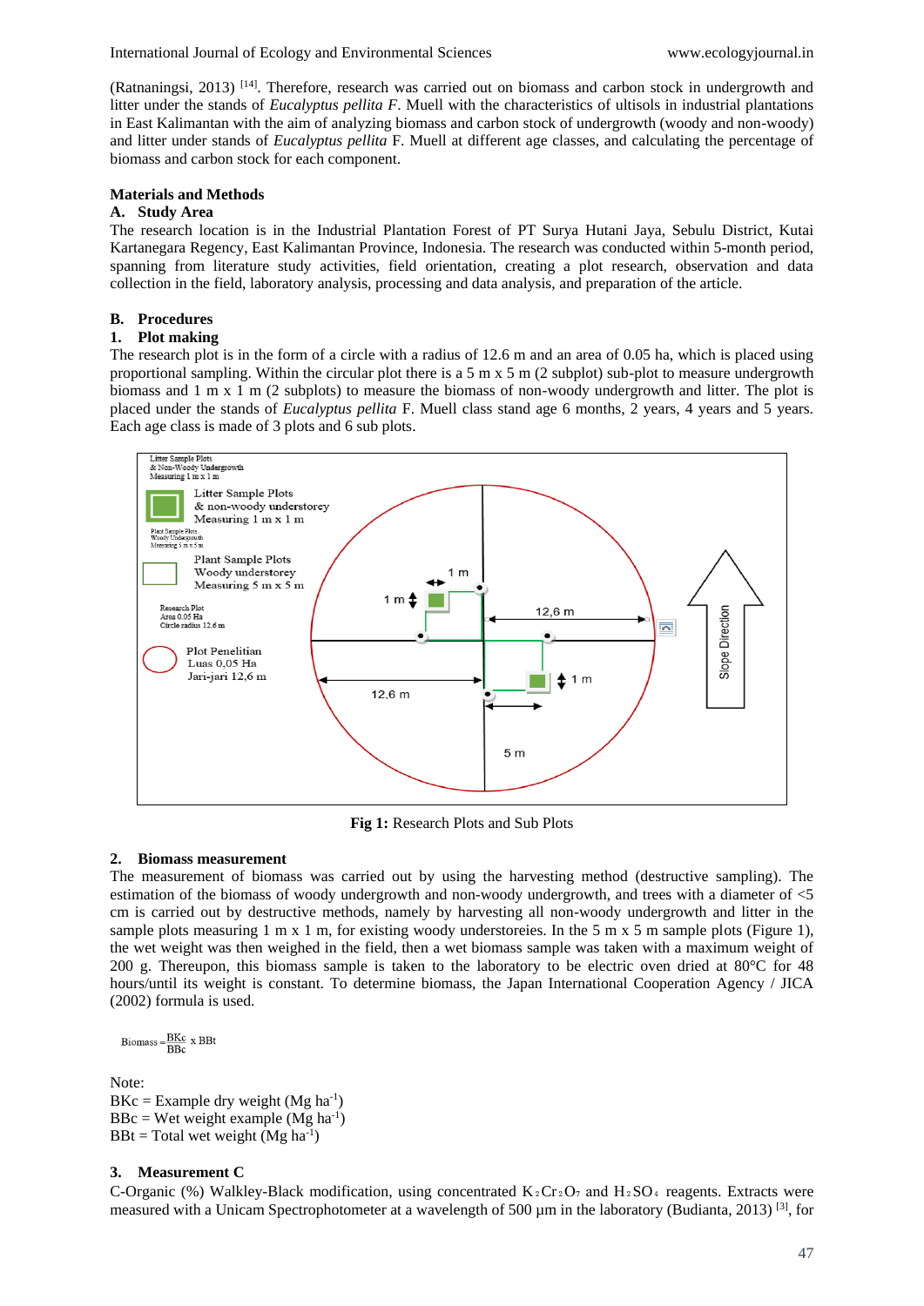(Ratnaningsi, 2013) [14]. Therefore, research was carried out on biomass and carbon stock in undergrowth and litter under the stands of *Eucalyptus pellita F*. Muell with the characteristics of ultisols in industrial plantations in East Kalimantan with the aim of analyzing biomass and carbon stock of undergrowth (woody and non-woody) and litter under stands of *Eucalyptus pellita* F. Muell at different age classes, and calculating the percentage of biomass and carbon stock for each component.

## Materials and Methods

### A. Study Area

The research location is in the Industrial Plantation Forest of PT Surya Hutani Jaya, Sebulu District, Kutai Kartanegara Regency, East Kalimantan Province, Indonesia. The research was conducted within 5-month period, spanning from literature study activities, field orientation, creating a plot research, observation and data collection in the field, laboratory analysis, processing and data analysis, and preparation of the article.

### B. Procedures

### 1. Plot making

The research plot is in the form of a circle with a radius of 12.6 m and an area of 0.05 ha, which is placed using proportional sampling. Within the circular plot there is a 5 m x 5 m (2 subplot) sub-plot to measure undergrowth biomass and 1 m x 1 m (2 subplots) to measure the biomass of non-woody undergrowth and litter. The plot is placed under the stands of *Eucalyptus pellita* F. Muell class stand age 6 months, 2 years, 4 years and 5 years. Each age class is made of 3 plots and 6 sub plots.

Litter Sample Plots
& Non-Woody Undergrowth
Measuring 1 m x 1 m

Litter Sample Plots
& non-woody understorey
Measuring 1 m x 1 m

Plant Sample Plots
Woody Undergrowth
Measuring 5 m x 5 m

Plant Sample Plots
Woody understorey
Measuring 5 m x 5 m

Research Plot
Area 0.05 Ha
Circle radius 12.6 m

Plot Penelitian
Luas 0,05 Ha
Jari-jari 12,6 m

1 m

1 m

12,6 m

12.6 m

1 m

5 m

Slope Direction

**Fig 1:** Research Plots and Sub Plots

### 2. Biomass measurement

The measurement of biomass was carried out by using the harvesting method (destructive sampling). The estimation of the biomass of woody undergrowth and non-woody undergrowth, and trees with a diameter of <5 cm is carried out by destructive methods, namely by harvesting all non-woody undergrowth and litter in the sample plots measuring 1 m x 1 m, for existing woody understoreies. In the 5 m x 5 m sample plots (Figure 1), the wet weight was then weighed in the field, then a wet biomass sample was taken with a maximum weight of 200 g. Thereupon, this biomass sample is taken to the laboratory to be electric oven dried at 80°C for 48 hours/until its weight is constant. To determine biomass, the Japan International Cooperation Agency / JICA (2002) formula is used.

$$\text{Biomass} = \frac{BKc}{BBc} \times BBt$$

Note:
BKc = Example dry weight (Mg $ha^{-1}$)
BBc = Wet weight example (Mg $ha^{-1}$)
BBt = Total wet weight (Mg $ha^{-1}$)

### 3. Measurement C

C-Organic (%) Walkley-Black modification, using concentrated $K_2Cr_2O_7$ and $H_2SO_4$ reagents. Extracts were measured with a Unicam Spectrophotometer at a wavelength of 500 µm in the laboratory (Budianta, 2013) [3], for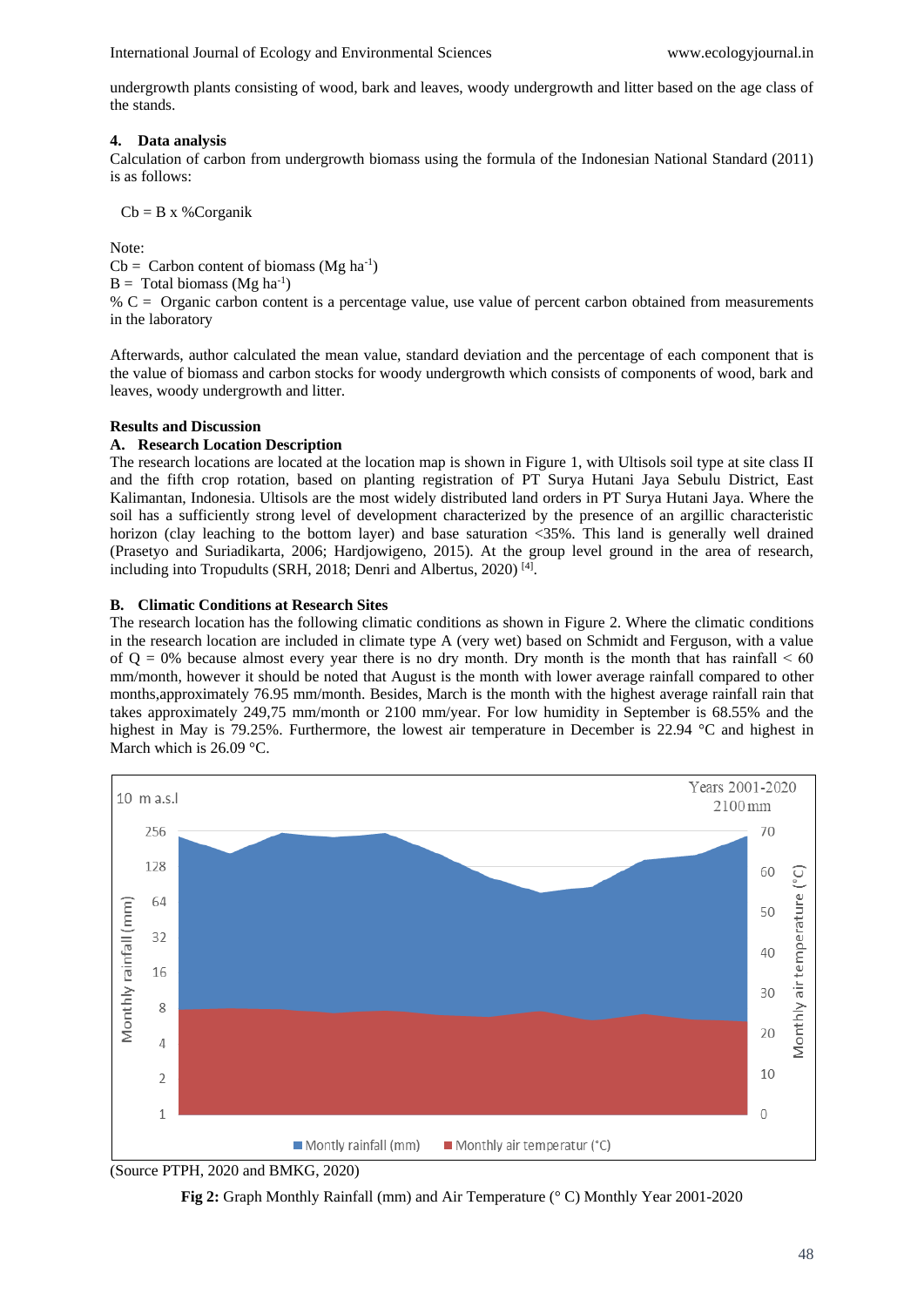undergrowth plants consisting of wood, bark and leaves, woody undergrowth and litter based on the age class of the stands.

### 4. Data analysis

Calculation of carbon from undergrowth biomass using the formula of the Indonesian National Standard (2011) is as follows:

Cb = B x %Corganik

Note:
Cb = Carbon content of biomass (Mg $ha^{-1}$)
B = Total biomass (Mg $ha^{-1}$)
% C = Organic carbon content is a percentage value, use value of percent carbon obtained from measurements in the laboratory

Afterwards, author calculated the mean value, standard deviation and the percentage of each component that is the value of biomass and carbon stocks for woody undergrowth which consists of components of wood, bark and leaves, woody undergrowth and litter.

## Results and Discussion

### A. Research Location Description

The research locations are located at the location map is shown in Figure 1, with Ultisols soil type at site class II and the fifth crop rotation, based on planting registration of PT Surya Hutani Jaya Sebulu District, East Kalimantan, Indonesia. Ultisols are the most widely distributed land orders in PT Surya Hutani Jaya. Where the soil has a sufficiently strong level of development characterized by the presence of an argillic characteristic horizon (clay leaching to the bottom layer) and base saturation <35%. This land is generally well drained (Prasetyo and Suriadikarta, 2006; Hardjowigeno, 2015). At the group level ground in the area of research, including into Tropudults (SRH, 2018; Denri and Albertus, 2020) [4].

### B. Climatic Conditions at Research Sites

The research location has the following climatic conditions as shown in Figure 2. Where the climatic conditions in the research location are included in climate type A (very wet) based on Schmidt and Ferguson, with a value of Q = 0% because almost every year there is no dry month. Dry month is the month that has rainfall < 60 mm/month, however it should be noted that August is the month with lower average rainfall compared to other months,approximately 76.95 mm/month. Besides, March is the month with the highest average rainfall rain that takes approximately 249,75 mm/month or 2100 mm/year. For low humidity in September is 68.55% and the highest in May is 79.25%. Furthermore, the lowest air temperature in December is 22.94 °C and highest in March which is 26.09 °C.

10 m a.s.l
Years 2001-2020
2100 mm
Monthly rainfall (mm)
256
128
64
32
16
8
4
2
1
Monthly air temperature (°C)
70
60
50
40
30
20
10
0
Montly rainfall (mm)
Monthly air temperatur (°C)

(Source PTPH, 2020 and BMKG, 2020)

**Fig 2:** Graph Monthly Rainfall (mm) and Air Temperature (° C) Monthly Year 2001-2020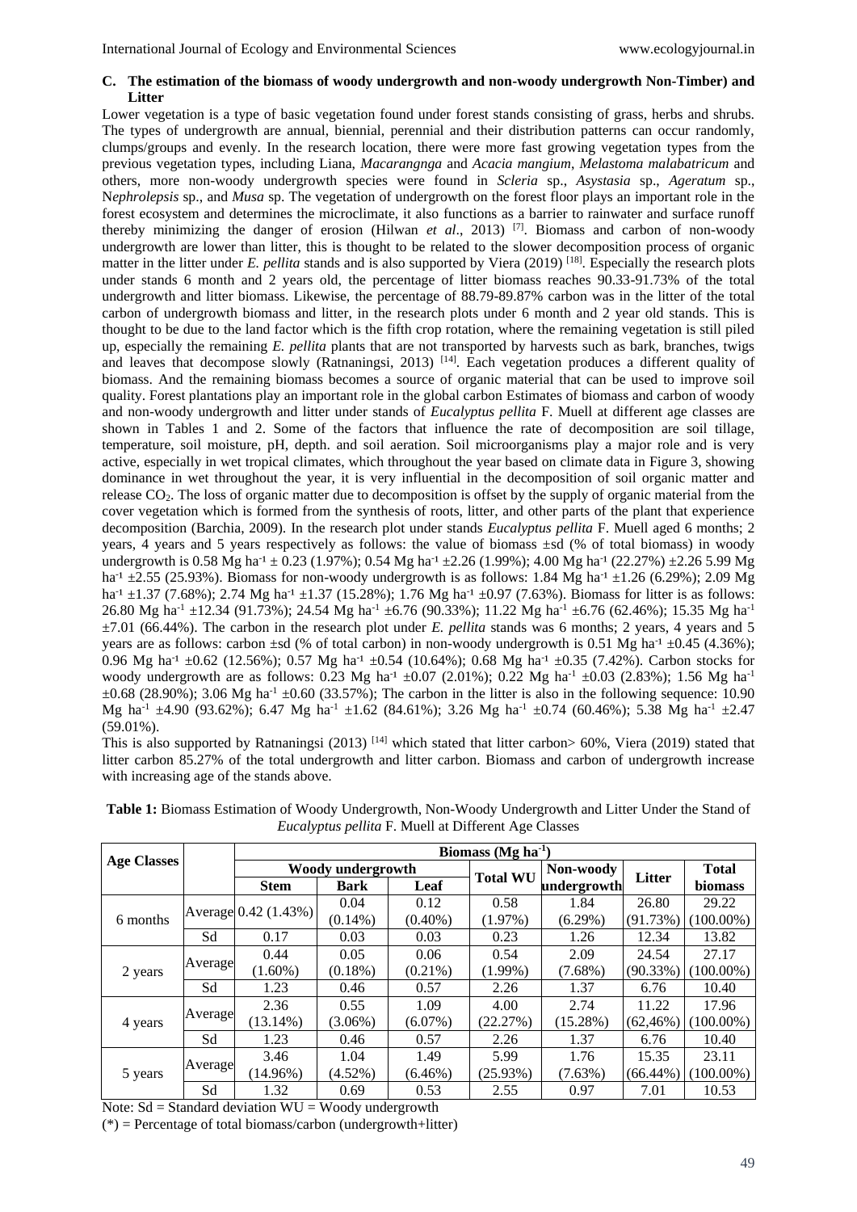### C. The estimation of the biomass of woody undergrowth and non-woody undergrowth Non-Timber) and Litter

Lower vegetation is a type of basic vegetation found under forest stands consisting of grass, herbs and shrubs. The types of undergrowth are annual, biennial, perennial and their distribution patterns can occur randomly, clumps/groups and evenly. In the research location, there were more fast growing vegetation types from the previous vegetation types, including Liana, *Macarangnga* and *Acacia mangium*, *Melastoma malabatricum* and others, more non-woody undergrowth species were found in *Scleria* sp., *Asystasia* sp., *Ageratum* sp., N*ephrolepsis* sp., and *Musa* sp. The vegetation of undergrowth on the forest floor plays an important role in the forest ecosystem and determines the microclimate, it also functions as a barrier to rainwater and surface runoff thereby minimizing the danger of erosion (Hilwan *et al*., 2013) [7]. Biomass and carbon of non-woody undergrowth are lower than litter, this is thought to be related to the slower decomposition process of organic matter in the litter under *E. pellita* stands and is also supported by Viera (2019) [18]. Especially the research plots under stands 6 month and 2 years old, the percentage of litter biomass reaches 90.33-91.73% of the total undergrowth and litter biomass. Likewise, the percentage of 88.79-89.87% carbon was in the litter of the total carbon of undergrowth biomass and litter, in the research plots under 6 month and 2 year old stands. This is thought to be due to the land factor which is the fifth crop rotation, where the remaining vegetation is still piled up, especially the remaining *E. pellita* plants that are not transported by harvests such as bark, branches, twigs and leaves that decompose slowly (Ratnaningsi, 2013) [14]. Each vegetation produces a different quality of biomass. And the remaining biomass becomes a source of organic material that can be used to improve soil quality. Forest plantations play an important role in the global carbon Estimates of biomass and carbon of woody and non-woody undergrowth and litter under stands of *Eucalyptus pellita* F. Muell at different age classes are shown in Tables 1 and 2. Some of the factors that influence the rate of decomposition are soil tillage, temperature, soil moisture, pH, depth. and soil aeration. Soil microorganisms play a major role and is very active, especially in wet tropical climates, which throughout the year based on climate data in Figure 3, showing dominance in wet throughout the year, it is very influential in the decomposition of soil organic matter and release $CO_2$. The loss of organic matter due to decomposition is offset by the supply of organic material from the cover vegetation which is formed from the synthesis of roots, litter, and other parts of the plant that experience decomposition (Barchia, 2009). In the research plot under stands *Eucalyptus pellita* F. Muell aged 6 months; 2 years, 4 years and 5 years respectively as follows: the value of biomass ±sd (% of total biomass) in woody undergrowth is 0.58 Mg ha$^{-1}$ ± 0.23 (1.97%); 0.54 Mg ha$^{-1}$ ±2.26 (1.99%); 4.00 Mg ha$^{-1}$ (22.27%) ±2.26 5.99 Mg ha$^{-1}$ ±2.55 (25.93%). Biomass for non-woody undergrowth is as follows: 1.84 Mg ha$^{-1}$ ±1.26 (6.29%); 2.09 Mg ha$^{-1}$ ±1.37 (7.68%); 2.74 Mg ha$^{-1}$ ±1.37 (15.28%); 1.76 Mg ha$^{-1}$ ±0.97 (7.63%). Biomass for litter is as follows: 26.80 Mg ha$^{-1}$ ±12.34 (91.73%); 24.54 Mg ha$^{-1}$ ±6.76 (90.33%); 11.22 Mg ha$^{-1}$ ±6.76 (62.46%); 15.35 Mg ha$^{-1}$ ±7.01 (66.44%). The carbon in the research plot under *E. pellita* stands was 6 months; 2 years, 4 years and 5 years are as follows: carbon ±sd (% of total carbon) in non-woody undergrowth is 0.51 Mg ha$^{-1}$ ±0.45 (4.36%); 0.96 Mg ha$^{-1}$ ±0.62 (12.56%); 0.57 Mg ha$^{-1}$ ±0.54 (10.64%); 0.68 Mg ha$^{-1}$ ±0.35 (7.42%). Carbon stocks for woody undergrowth are as follows: 0.23 Mg ha$^{-1}$ ±0.07 (2.01%); 0.22 Mg ha$^{-1}$ ±0.03 (2.83%); 1.56 Mg ha$^{-1}$ ±0.68 (28.90%); 3.06 Mg ha$^{-1}$ ±0.60 (33.57%); The carbon in the litter is also in the following sequence: 10.90 Mg ha$^{-1}$ ±4.90 (93.62%); 6.47 Mg ha$^{-1}$ ±1.62 (84.61%); 3.26 Mg ha$^{-1}$ ±0.74 (60.46%); 5.38 Mg ha$^{-1}$ ±2.47 (59.01%).

This is also supported by Ratnaningsi (2013) [14] which stated that litter carbon> 60%, Viera (2019) stated that litter carbon 85.27% of the total undergrowth and litter carbon. Biomass and carbon of undergrowth increase with increasing age of the stands above.

**Table 1:** Biomass Estimation of Woody Undergrowth, Non-Woody Undergrowth and Litter Under the Stand of *Eucalyptus pellita* F. Muell at Different Age Classes

| Age Classes | | Biomass (Mg ha$^{-1}$) | | | | | | |
|---|---|---|---|---|---|---|---|---|
| | | Woody undergrowth | | | Total WU | Non-woody undergrowth | Litter | Total biomass |
| | | Stem | Bark | Leaf | | | | |
| 6 months | Average | 0.42 (1.43%) | 0.04 (0.14%) | 0.12 (0.40%) | 0.58 (1.97%) | 1.84 (6.29%) | 26.80 (91.73%) | 29.22 (100.00%) |
| | Sd | 0.17 | 0.03 | 0.03 | 0.23 | 1.26 | 12.34 | 13.82 |
| 2 years | Average | 0.44 (1.60%) | 0.05 (0.18%) | 0.06 (0.21%) | 0.54 (1.99%) | 2.09 (7.68%) | 24.54 (90.33%) | 27.17 (100.00%) |
| | Sd | 1.23 | 0.46 | 0.57 | 2.26 | 1.37 | 6.76 | 10.40 |
| 4 years | Average | 2.36 (13.14%) | 0.55 (3.06%) | 1.09 (6.07%) | 4.00 (22.27%) | 2.74 (15.28%) | 11.22 (62,46%) | 17.96 (100.00%) |
| | Sd | 1.23 | 0.46 | 0.57 | 2.26 | 1.37 | 6.76 | 10.40 |
| 5 years | Average | 3.46 (14.96%) | 1.04 (4.52%) | 1.49 (6.46%) | 5.99 (25.93%) | 1.76 (7.63%) | 15.35 (66.44%) | 23.11 (100.00%) |
| | Sd | 1.32 | 0.69 | 0.53 | 2.55 | 0.97 | 7.01 | 10.53 |

Note: Sd = Standard deviation WU = Woody undergrowth

(*) = Percentage of total biomass/carbon (undergrowth+litter)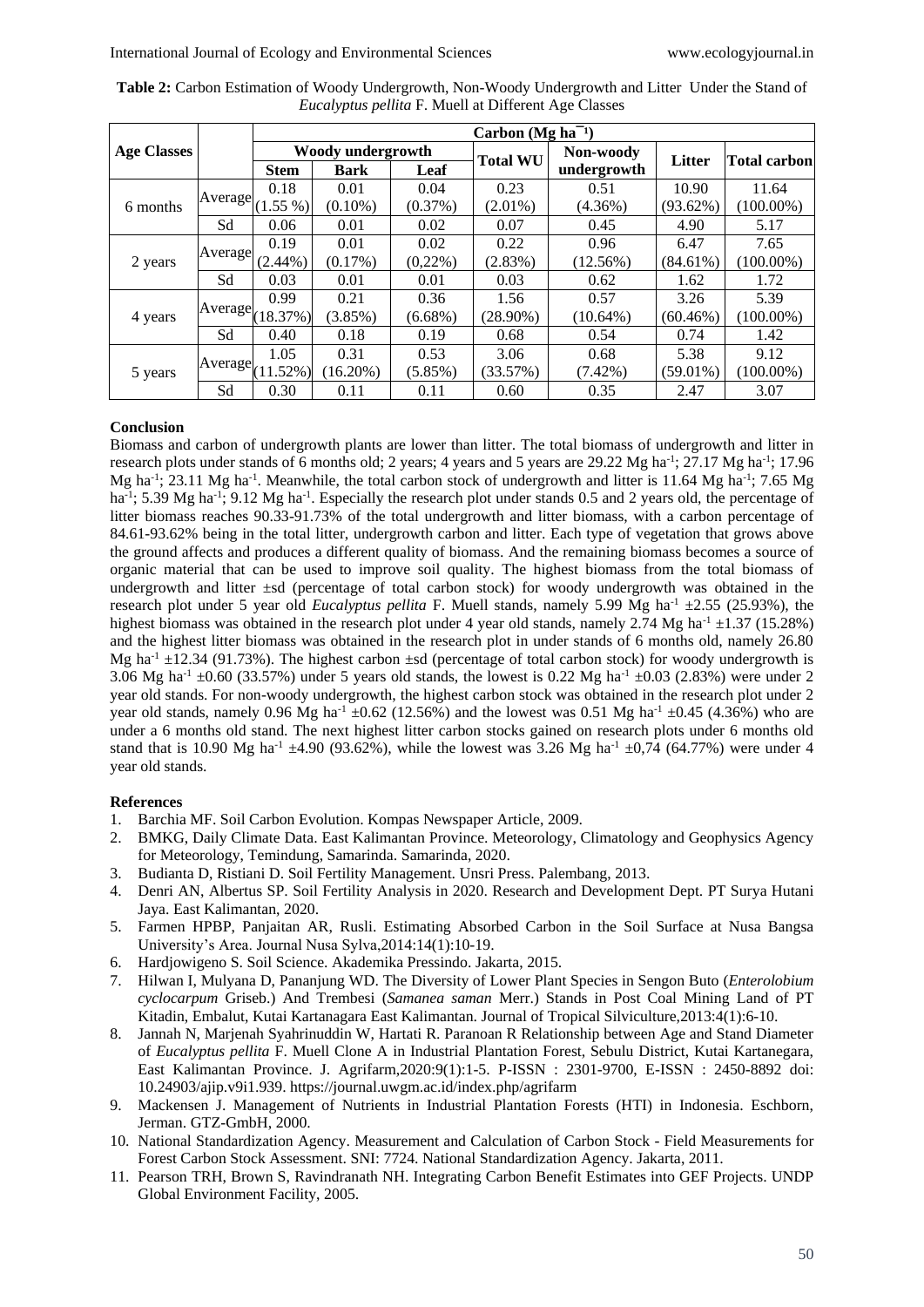**Table 2:** Carbon Estimation of Woody Undergrowth, Non-Woody Undergrowth and Litter Under the Stand of *Eucalyptus pellita* F. Muell at Different Age Classes

| Age Classes | | Carbon (Mg ha⁻¹) | | | | | | |
|---|---|---|---|---|---|---|---|---|
| | | Woody undergrowth | | | Total WU | Non-woody undergrowth | Litter | Total carbon |
| | | Stem | Bark | Leaf | | | | |
| 6 months | Average | 0.18 (1.55 %) | 0.01 (0.10%) | 0.04 (0.37%) | 0.23 (2.01%) | 0.51 (4.36%) | 10.90 (93.62%) | 11.64 (100.00%) |
| | Sd | 0.06 | 0.01 | 0.02 | 0.07 | 0.45 | 4.90 | 5.17 |
| 2 years | Average | 0.19 (2.44%) | 0.01 (0.17%) | 0.02 (0,22%) | 0.22 (2.83%) | 0.96 (12.56%) | 6.47 (84.61%) | 7.65 (100.00%) |
| | Sd | 0.03 | 0.01 | 0.01 | 0.03 | 0.62 | 1.62 | 1.72 |
| 4 years | Average | 0.99 (18.37%) | 0.21 (3.85%) | 0.36 (6.68%) | 1.56 (28.90%) | 0.57 (10.64%) | 3.26 (60.46%) | 5.39 (100.00%) |
| | Sd | 0.40 | 0.18 | 0.19 | 0.68 | 0.54 | 0.74 | 1.42 |
| 5 years | Average | 1.05 (11.52%) | 0.31 (16.20%) | 0.53 (5.85%) | 3.06 (33.57%) | 0.68 (7.42%) | 5.38 (59.01%) | 9.12 (100.00%) |
| | Sd | 0.30 | 0.11 | 0.11 | 0.60 | 0.35 | 2.47 | 3.07 |

## Conclusion

Biomass and carbon of undergrowth plants are lower than litter. The total biomass of undergrowth and litter in research plots under stands of 6 months old; 2 years; 4 years and 5 years are 29.22 Mg ha$^{-1}$; 27.17 Mg ha$^{-1}$; 17.96 Mg ha$^{-1}$; 23.11 Mg ha$^{-1}$. Meanwhile, the total carbon stock of undergrowth and litter is 11.64 Mg ha$^{-1}$; 7.65 Mg ha$^{-1}$; 5.39 Mg ha$^{-1}$; 9.12 Mg ha$^{-1}$. Especially the research plot under stands 0.5 and 2 years old, the percentage of litter biomass reaches 90.33-91.73% of the total undergrowth and litter biomass, with a carbon percentage of 84.61-93.62% being in the total litter, undergrowth carbon and litter. Each type of vegetation that grows above the ground affects and produces a different quality of biomass. And the remaining biomass becomes a source of organic material that can be used to improve soil quality. The highest biomass from the total biomass of undergrowth and litter ±sd (percentage of total carbon stock) for woody undergrowth was obtained in the research plot under 5 year old *Eucalyptus pellita* F. Muell stands, namely 5.99 Mg ha$^{-1}$ ±2.55 (25.93%), the highest biomass was obtained in the research plot under 4 year old stands, namely 2.74 Mg ha$^{-1}$ ±1.37 (15.28%) and the highest litter biomass was obtained in the research plot in under stands of 6 months old, namely 26.80 Mg ha$^{-1}$ ±12.34 (91.73%). The highest carbon ±sd (percentage of total carbon stock) for woody undergrowth is 3.06 Mg ha$^{-1}$ ±0.60 (33.57%) under 5 years old stands, the lowest is 0.22 Mg ha$^{-1}$ ±0.03 (2.83%) were under 2 year old stands. For non-woody undergrowth, the highest carbon stock was obtained in the research plot under 2 year old stands, namely 0.96 Mg ha$^{-1}$ ±0.62 (12.56%) and the lowest was 0.51 Mg ha$^{-1}$ ±0.45 (4.36%) who are under a 6 months old stand. The next highest litter carbon stocks gained on research plots under 6 months old stand that is 10.90 Mg ha$^{-1}$ ±4.90 (93.62%), while the lowest was 3.26 Mg ha$^{-1}$ ±0,74 (64.77%) were under 4 year old stands.

## References

1. Barchia MF. Soil Carbon Evolution. Kompas Newspaper Article, 2009.
2. BMKG, Daily Climate Data. East Kalimantan Province. Meteorology, Climatology and Geophysics Agency for Meteorology, Temindung, Samarinda. Samarinda, 2020.
3. Budianta D, Ristiani D. Soil Fertility Management. Unsri Press. Palembang, 2013.
4. Denri AN, Albertus SP. Soil Fertility Analysis in 2020. Research and Development Dept. PT Surya Hutani Jaya. East Kalimantan, 2020.
5. Farmen HPBP, Panjaitan AR, Rusli. Estimating Absorbed Carbon in the Soil Surface at Nusa Bangsa University's Area. Journal Nusa Sylva,2014:14(1):10-19.
6. Hardjowigeno S. Soil Science. Akademika Pressindo. Jakarta, 2015.
7. Hilwan I, Mulyana D, Pananjung WD. The Diversity of Lower Plant Species in Sengon Buto (*Enterolobium cyclocarpum* Griseb.) And Trembesi (*Samanea saman* Merr.) Stands in Post Coal Mining Land of PT Kitadin, Embalut, Kutai Kartanagara East Kalimantan. Journal of Tropical Silviculture,2013:4(1):6-10.
8. Jannah N, Marjenah Syahrinuddin W, Hartati R. Paranoan R Relationship between Age and Stand Diameter of *Eucalyptus pellita* F. Muell Clone A in Industrial Plantation Forest, Sebulu District, Kutai Kartanegara, East Kalimantan Province. J. Agrifarm,2020:9(1):1-5. P-ISSN : 2301-9700, E-ISSN : 2450-8892 doi: 10.24903/ajip.v9i1.939. https://journal.uwgm.ac.id/index.php/agrifarm
9. Mackensen J. Management of Nutrients in Industrial Plantation Forests (HTI) in Indonesia. Eschborn, Jerman. GTZ-GmbH, 2000.
10. National Standardization Agency. Measurement and Calculation of Carbon Stock - Field Measurements for Forest Carbon Stock Assessment. SNI: 7724. National Standardization Agency. Jakarta, 2011.
11. Pearson TRH, Brown S, Ravindranath NH. Integrating Carbon Benefit Estimates into GEF Projects. UNDP Global Environment Facility, 2005.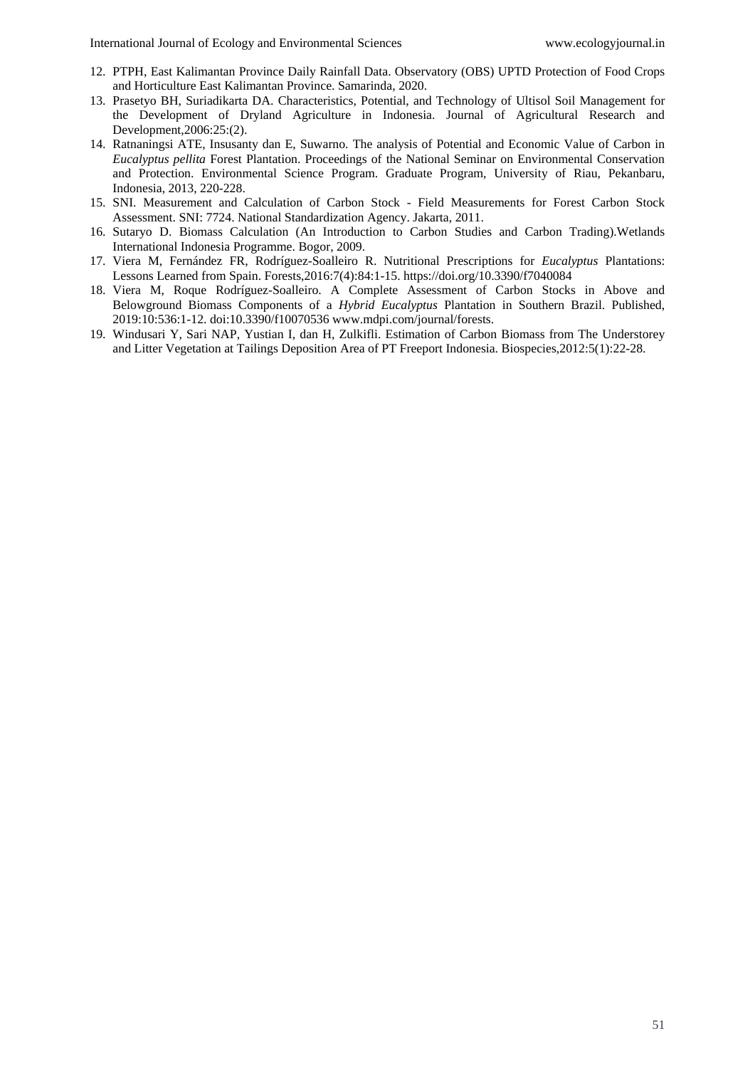12. PTPH, East Kalimantan Province Daily Rainfall Data. Observatory (OBS) UPTD Protection of Food Crops and Horticulture East Kalimantan Province. Samarinda, 2020.
13. Prasetyo BH, Suriadikarta DA. Characteristics, Potential, and Technology of Ultisol Soil Management for the Development of Dryland Agriculture in Indonesia. Journal of Agricultural Research and Development,2006:25:(2).
14. Ratnaningsi ATE, Insusanty dan E, Suwarno. The analysis of Potential and Economic Value of Carbon in *Eucalyptus pellita* Forest Plantation. Proceedings of the National Seminar on Environmental Conservation and Protection. Environmental Science Program. Graduate Program, University of Riau, Pekanbaru, Indonesia, 2013, 220-228.
15. SNI. Measurement and Calculation of Carbon Stock - Field Measurements for Forest Carbon Stock Assessment. SNI: 7724. National Standardization Agency. Jakarta, 2011.
16. Sutaryo D. Biomass Calculation (An Introduction to Carbon Studies and Carbon Trading).Wetlands International Indonesia Programme. Bogor, 2009.
17. Viera M, Fernández FR, Rodríguez-Soalleiro R. Nutritional Prescriptions for *Eucalyptus* Plantations: Lessons Learned from Spain. Forests,2016:7(4):84:1-15. https://doi.org/10.3390/f7040084
18. Viera M, Roque Rodríguez-Soalleiro. A Complete Assessment of Carbon Stocks in Above and Belowground Biomass Components of a *Hybrid Eucalyptus* Plantation in Southern Brazil. Published, 2019:10:536:1-12. doi:10.3390/f10070536 www.mdpi.com/journal/forests.
19. Windusari Y, Sari NAP, Yustian I, dan H, Zulkifli. Estimation of Carbon Biomass from The Understorey and Litter Vegetation at Tailings Deposition Area of PT Freeport Indonesia. Biospecies,2012:5(1):22-28.